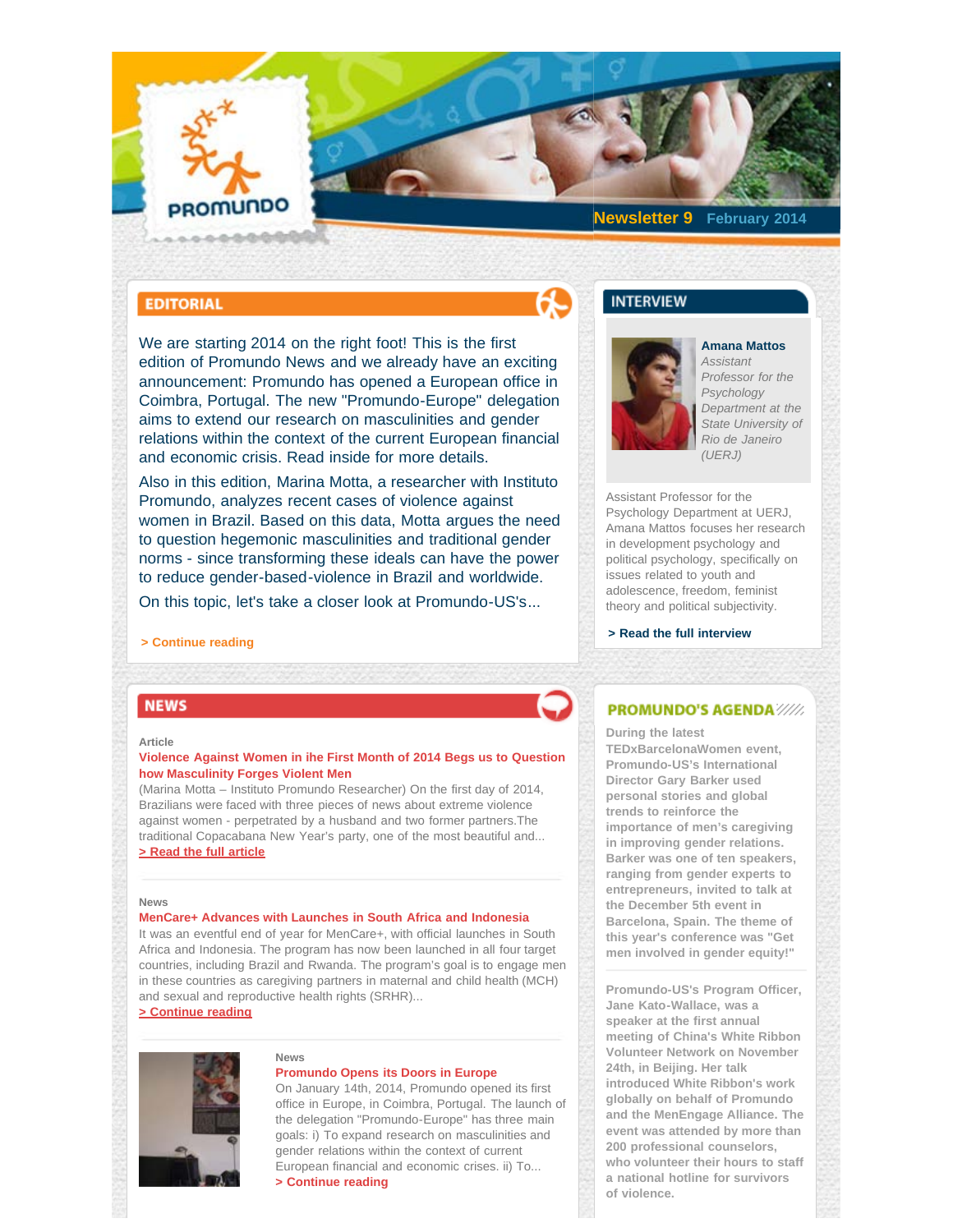PROMUNDO

**Newsletter 9** February 2014

## EDITORIAL

We are starting 2014 on the right foot! This is the first edition of Promundo News and we already have an exciting announcement: Promundo has opened a European office in Coimbra, Portugal. The new "Promundo-Europe" delegation aims to extend our research on masculinities and gender relations within the context of the current European financial and economic crisis. Read inside for more details.

Also in this edition, Marina Motta, a researcher with Instituto Promundo, analyzes recent cases of violence against women in Brazil. Based on this data, Motta argues the need to question hegemonic masculinities and traditional gender norms - since transforming these ideals can have the power to reduce gender-based-violence in Brazil and worldwide.

On this topic, let's take a closer look at Promundo-US's...

**> Continue reading**

## INTERVIEW

**Amana Mattos**
*Assistant Professor for the Psychology Department at the State University of Rio de Janeiro (UERJ)*

Assistant Professor for the Psychology Department at UERJ, Amana Mattos focuses her research in development psychology and political psychology, specifically on issues related to youth and adolescence, freedom, feminist theory and political subjectivity.

**> Read the full interview**

## NEWS

Article

**Violence Against Women in ihe First Month of 2014 Begs us to Question how Masculinity Forges Violent Men**

(Marina Motta – Instituto Promundo Researcher) On the first day of 2014, Brazilians were faced with three pieces of news about extreme violence against women - perpetrated by a husband and two former partners.The traditional Copacabana New Year's party, one of the most beautiful and...

**> Read the full article**

News

**MenCare+ Advances with Launches in South Africa and Indonesia**

It was an eventful end of year for MenCare+, with official launches in South Africa and Indonesia. The program has now been launched in all four target countries, including Brazil and Rwanda. The program's goal is to engage men in these countries as caregiving partners in maternal and child health (MCH) and sexual and reproductive health rights (SRHR)...

**> Continue reading**

News

**Promundo Opens its Doors in Europe**

On January 14th, 2014, Promundo opened its first office in Europe, in Coimbra, Portugal. The launch of the delegation "Promundo-Europe" has three main goals: i) To expand research on masculinities and gender relations within the context of current European financial and economic crises. ii) To...

**> Continue reading**

## PROMUNDO'S AGENDA

**During the latest TEDxBarcelonaWomen event, Promundo-US's International Director Gary Barker used personal stories and global trends to reinforce the importance of men's caregiving in improving gender relations. Barker was one of ten speakers, ranging from gender experts to entrepreneurs, invited to talk at the December 5th event in Barcelona, Spain. The theme of this year's conference was "Get men involved in gender equity!"**

**Promundo-US's Program Officer, Jane Kato-Wallace, was a speaker at the first annual meeting of China's White Ribbon Volunteer Network on November 24th, in Beijing. Her talk introduced White Ribbon's work globally on behalf of Promundo and the MenEngage Alliance. The event was attended by more than 200 professional counselors, who volunteer their hours to staff a national hotline for survivors of violence.**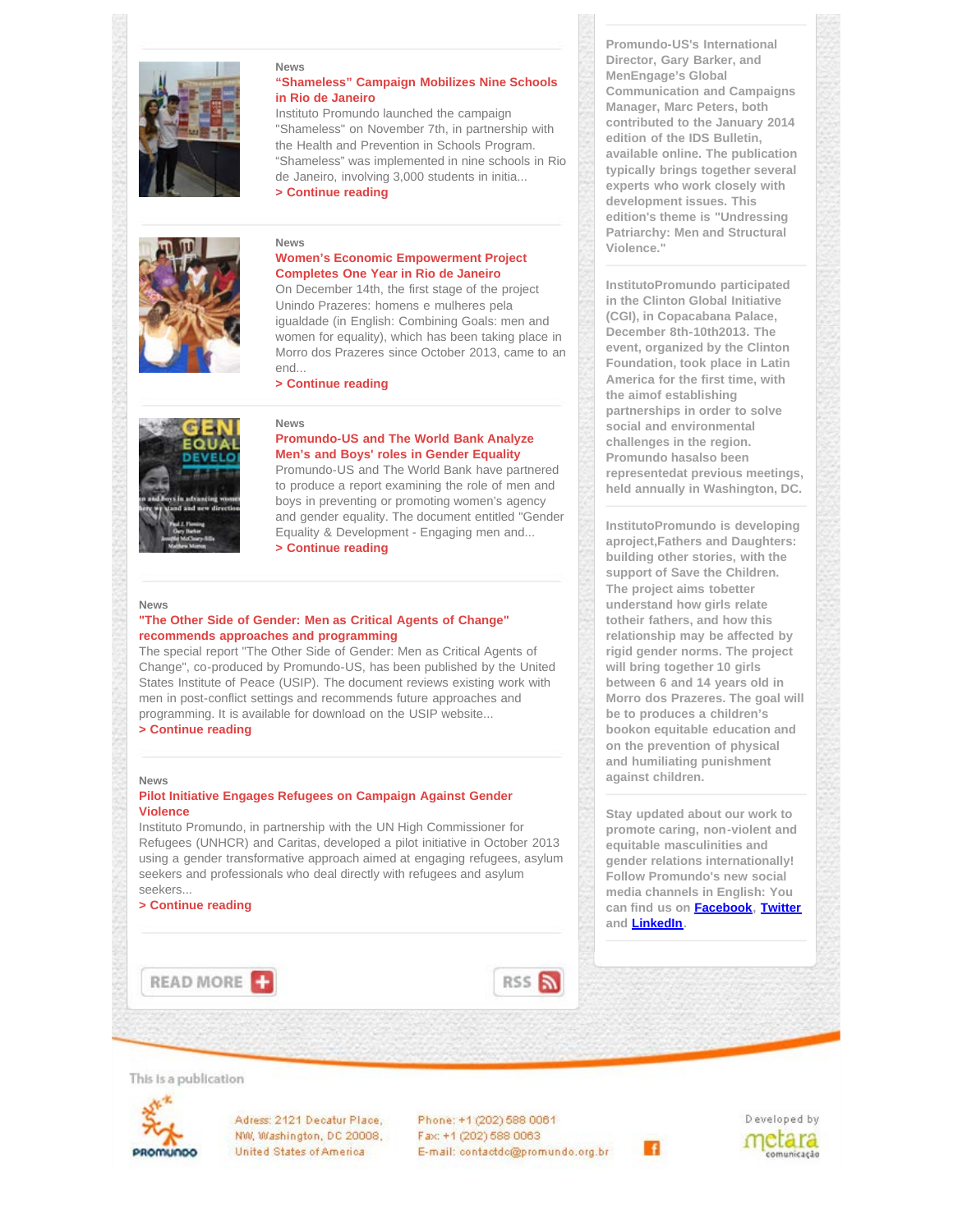News

**"Shameless" Campaign Mobilizes Nine Schools in Rio de Janeiro**

Instituto Promundo launched the campaign "Shameless" on November 7th, in partnership with the Health and Prevention in Schools Program. "Shameless" was implemented in nine schools in Rio de Janeiro, involving 3,000 students in initia...

> Continue reading

News

**Women's Economic Empowerment Project Completes One Year in Rio de Janeiro**

On December 14th, the first stage of the project Unindo Prazeres: homens e mulheres pela igualdade (in English: Combining Goals: men and women for equality), which has been taking place in Morro dos Prazeres since October 2013, came to an end...

> Continue reading

News

**Promundo-US and The World Bank Analyze Men's and Boys' roles in Gender Equality**

Promundo-US and The World Bank have partnered to produce a report examining the role of men and boys in preventing or promoting women's agency and gender equality. The document entitled "Gender Equality & Development - Engaging men and...

> Continue reading

News

**"The Other Side of Gender: Men as Critical Agents of Change" recommends approaches and programming**

The special report "The Other Side of Gender: Men as Critical Agents of Change", co-produced by Promundo-US, has been published by the United States Institute of Peace (USIP). The document reviews existing work with men in post-conflict settings and recommends future approaches and programming. It is available for download on the USIP website...

> Continue reading

News

**Pilot Initiative Engages Refugees on Campaign Against Gender Violence**

Instituto Promundo, in partnership with the UN High Commissioner for Refugees (UNHCR) and Caritas, developed a pilot initiative in October 2013 using a gender transformative approach aimed at engaging refugees, asylum seekers and professionals who deal directly with refugees and asylum seekers...

> Continue reading

READ MORE

RSS

**Promundo-US's International Director, Gary Barker, and MenEngage's Global Communication and Campaigns Manager, Marc Peters, both contributed to the January 2014 edition of the IDS Bulletin, available online. The publication typically brings together several experts who work closely with development issues. This edition's theme is "Undressing Patriarchy: Men and Structural Violence."**

**InstitutoPromundo participated in the Clinton Global Initiative (CGI), in Copacabana Palace, December 8th-10th2013. The event, organized by the Clinton Foundation, took place in Latin America for the first time, with the aimof establishing partnerships in order to solve social and environmental challenges in the region. Promundo hasalso been representedat previous meetings, held annually in Washington, DC.**

**InstitutoPromundo is developing aproject,Fathers and Daughters: building other stories, with the support of Save the Children. The project aims tobetter understand how girls relate totheir fathers, and how this relationship may be affected by rigid gender norms. The project will bring together 10 girls between 6 and 14 years old in Morro dos Prazeres. The goal will be to produces a children's bookon equitable education and on the prevention of physical and humiliating punishment against children.**

**Stay updated about our work to promote caring, non-violent and equitable masculinities and gender relations internationally! Follow Promundo's new social media channels in English: You can find us on Facebook, Twitter and LinkedIn.**

This is a publication

PROMUNDO

Adress: 2121 Decatur Place, NW, Washington, DC 20008, United States of America

Phone: +1 (202) 588 0061
Fax: +1 (202) 588 0063
E-mail: contactdc@promundo.org.br

Developed by metara comunicação